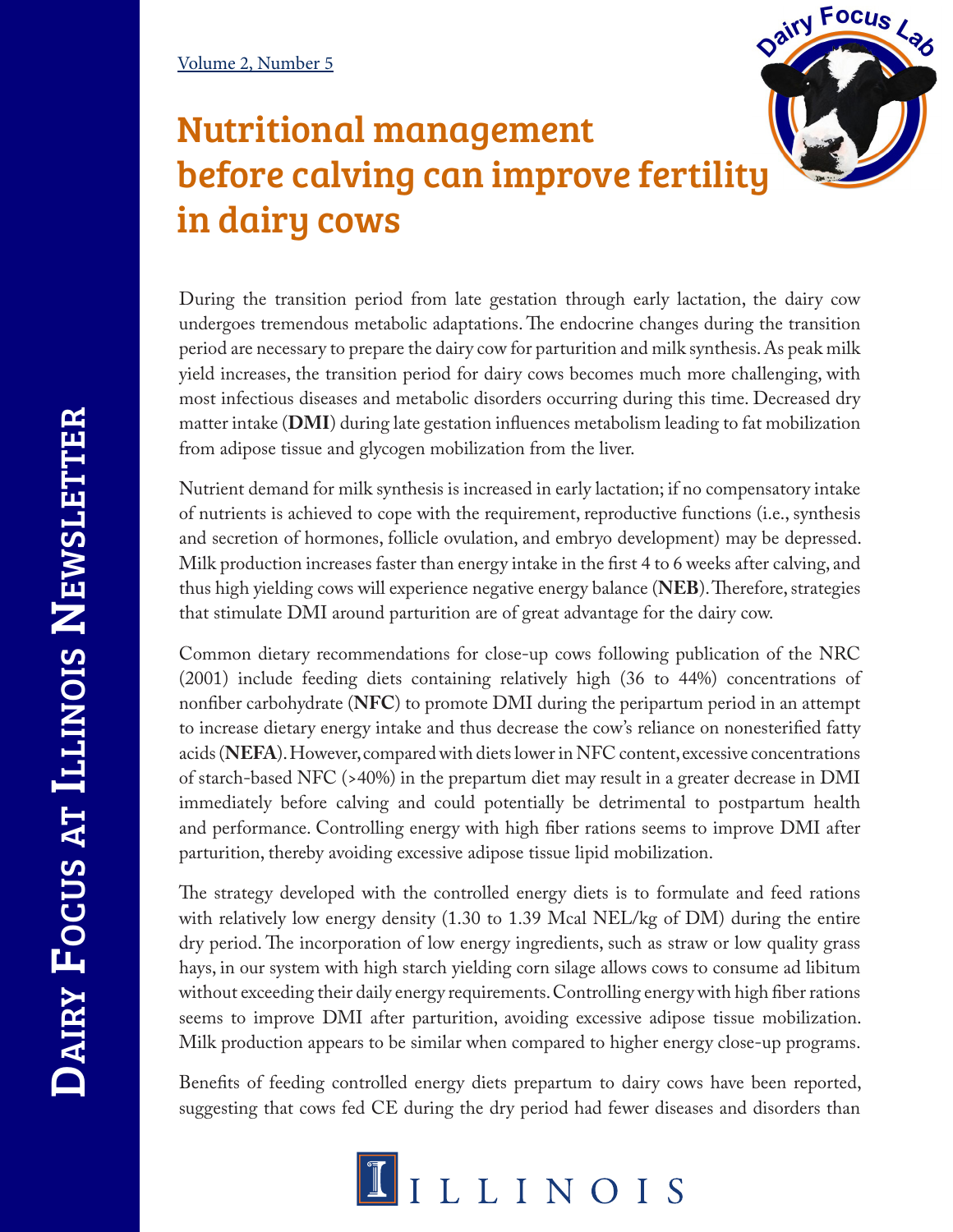# Nutritional management before calving can improve fertility in dairy cows

During the transition period from late gestation through early lactation, the dairy cow undergoes tremendous metabolic adaptations. The endocrine changes during the transition period are necessary to prepare the dairy cow for parturition and milk synthesis. As peak milk yield increases, the transition period for dairy cows becomes much more challenging, with most infectious diseases and metabolic disorders occurring during this time. Decreased dry matter intake (**DMI**) during late gestation influences metabolism leading to fat mobilization from adipose tissue and glycogen mobilization from the liver.

Nutrient demand for milk synthesis is increased in early lactation; if no compensatory intake of nutrients is achieved to cope with the requirement, reproductive functions (i.e., synthesis and secretion of hormones, follicle ovulation, and embryo development) may be depressed. Milk production increases faster than energy intake in the first 4 to 6 weeks after calving, and thus high yielding cows will experience negative energy balance (**NEB**). Therefore, strategies that stimulate DMI around parturition are of great advantage for the dairy cow.

Common dietary recommendations for close-up cows following publication of the NRC (2001) include feeding diets containing relatively high (36 to 44%) concentrations of nonfiber carbohydrate (**NFC**) to promote DMI during the peripartum period in an attempt to increase dietary energy intake and thus decrease the cow's reliance on nonesterified fatty acids (**NEFA**). However, compared with diets lower in NFC content, excessive concentrations of starch-based NFC (>40%) in the prepartum diet may result in a greater decrease in DMI immediately before calving and could potentially be detrimental to postpartum health and performance. Controlling energy with high fiber rations seems to improve DMI after parturition, thereby avoiding excessive adipose tissue lipid mobilization.

The strategy developed with the controlled energy diets is to formulate and feed rations with relatively low energy density (1.30 to 1.39 Mcal NEL/kg of DM) during the entire dry period. The incorporation of low energy ingredients, such as straw or low quality grass hays, in our system with high starch yielding corn silage allows cows to consume ad libitum without exceeding their daily energy requirements. Controlling energy with high fiber rations seems to improve DMI after parturition, avoiding excessive adipose tissue mobilization. Milk production appears to be similar when compared to higher energy close-up programs.

Benefits of feeding controlled energy diets prepartum to dairy cows have been reported, suggesting that cows fed CE during the dry period had fewer diseases and disorders than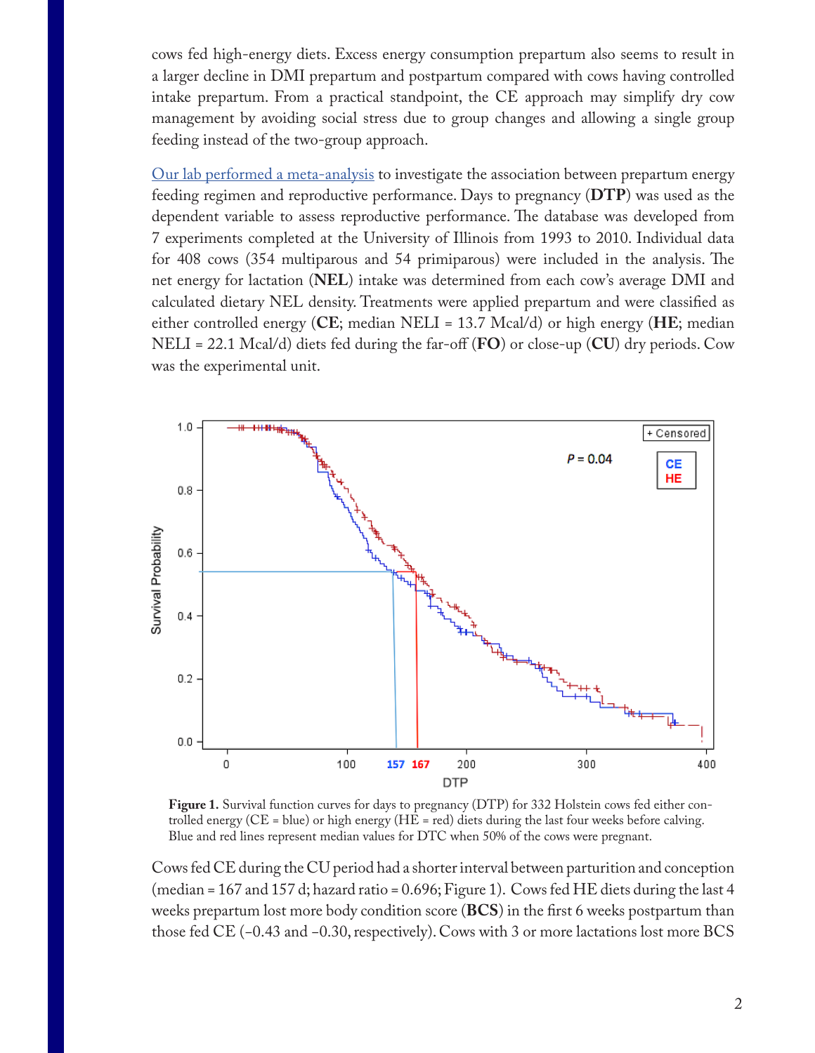cows fed high-energy diets. Excess energy consumption prepartum also seems to result in a larger decline in DMI prepartum and postpartum compared with cows having controlled intake prepartum. From a practical standpoint, the CE approach may simplify dry cow management by avoiding social stress due to group changes and allowing a single group feeding instead of the two-group approach.

Our lab performed a meta-analysis to investigate the association between prepartum energy feeding regimen and reproductive performance. Days to pregnancy (**DTP**) was used as the dependent variable to assess reproductive performance. The database was developed from 7 experiments completed at the University of Illinois from 1993 to 2010. Individual data for 408 cows (354 multiparous and 54 primiparous) were included in the analysis. The net energy for lactation (**NEL**) intake was determined from each cow's average DMI and calculated dietary NEL density. Treatments were applied prepartum and were classified as either controlled energy (**CE**; median NELI = 13.7 Mcal/d) or high energy (**HE**; median NELI = 22.1 Mcal/d) diets fed during the far-off (**FO**) or close-up (**CU**) dry periods. Cow was the experimental unit.

**Figure 1.** Survival function curves for days to pregnancy (DTP) for 332 Holstein cows fed either controlled energy (CE = blue) or high energy (HE = red) diets during the last four weeks before calving. Blue and red lines represent median values for DTC when 50% of the cows were pregnant.

Cows fed CE during the CU period had a shorter interval between parturition and conception (median = 167 and 157 d; hazard ratio = 0.696; Figure 1). Cows fed HE diets during the last 4 weeks prepartum lost more body condition score (**BCS**) in the first 6 weeks postpartum than those fed CE (−0.43 and −0.30, respectively). Cows with 3 or more lactations lost more BCS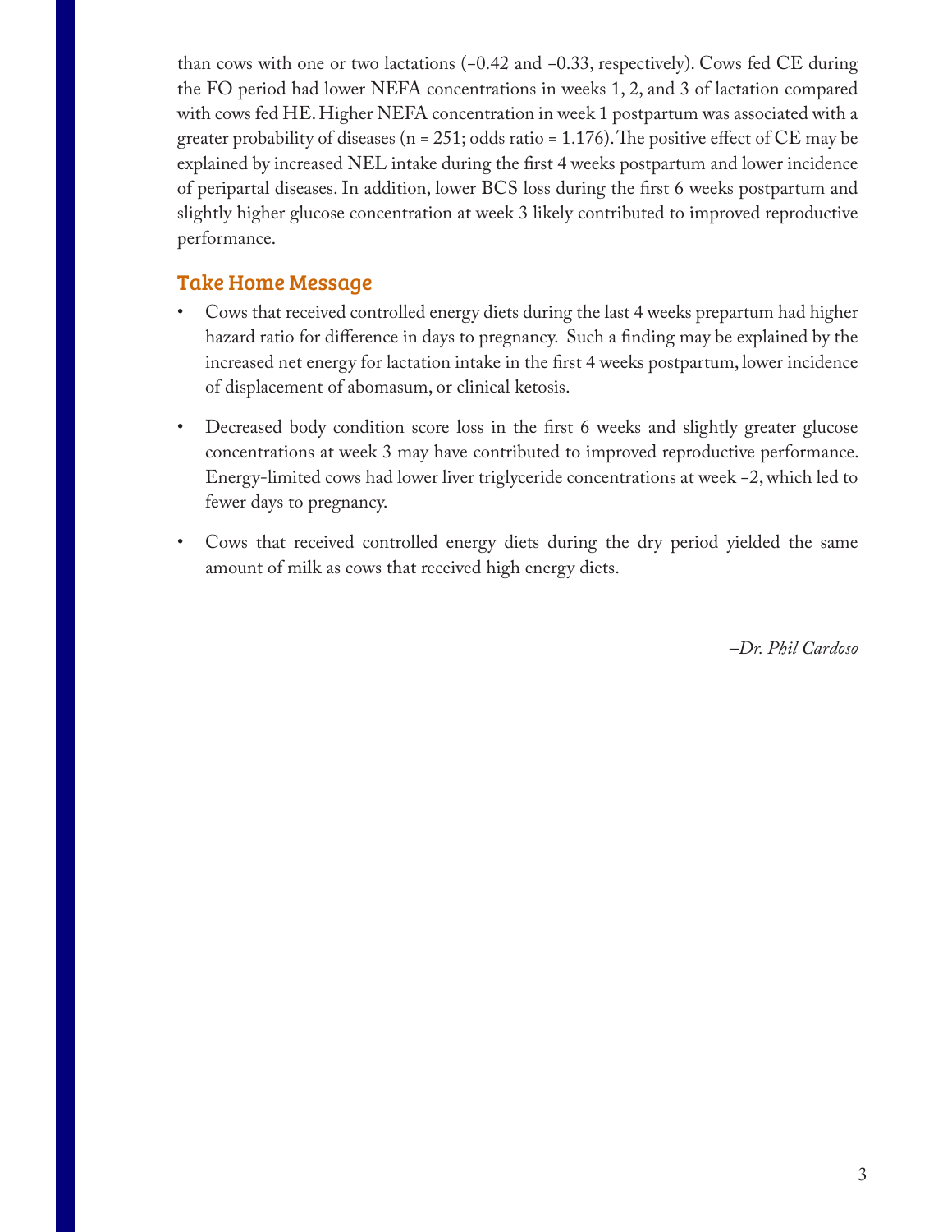than cows with one or two lactations (−0.42 and −0.33, respectively). Cows fed CE during the FO period had lower NEFA concentrations in weeks 1, 2, and 3 of lactation compared with cows fed HE. Higher NEFA concentration in week 1 postpartum was associated with a greater probability of diseases (n = 251; odds ratio = 1.176). The positive effect of CE may be explained by increased NEL intake during the first 4 weeks postpartum and lower incidence of peripartal diseases. In addition, lower BCS loss during the first 6 weeks postpartum and slightly higher glucose concentration at week 3 likely contributed to improved reproductive performance.

## Take Home Message

- Cows that received controlled energy diets during the last 4 weeks prepartum had higher hazard ratio for difference in days to pregnancy. Such a finding may be explained by the increased net energy for lactation intake in the first 4 weeks postpartum, lower incidence of displacement of abomasum, or clinical ketosis.
- Decreased body condition score loss in the first 6 weeks and slightly greater glucose concentrations at week 3 may have contributed to improved reproductive performance. Energy-limited cows had lower liver triglyceride concentrations at week −2, which led to fewer days to pregnancy.
- Cows that received controlled energy diets during the dry period yielded the same amount of milk as cows that received high energy diets.

*–Dr. Phil Cardoso*